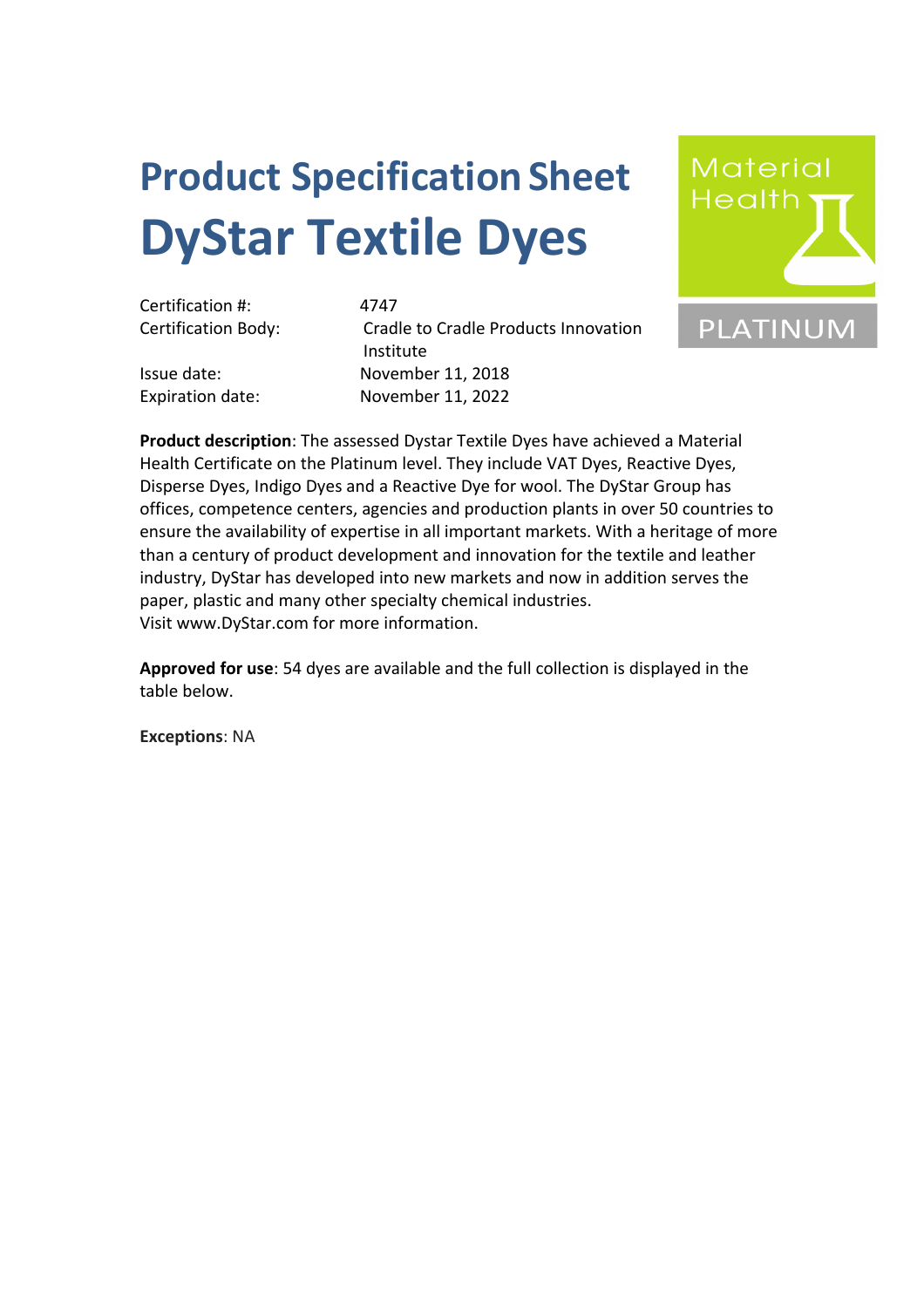# Product Specification Sheet

# DysStar Textile Dyes

Material Health

PLATINUM

| | |
|---|---|
| Certification #: | 4747 |
| Certification Body: | Cradle to Cradle Products Innovation Institute |
| Issue date: | November 11, 2018 |
| Expiration date: | November 11, 2022 |

**Product description**: The assessed Dystar Textile Dyes have achieved a Material Health Certificate on the Platinum level. They include VAT Dyes, Reactive Dyes, Disperse Dyes, Indigo Dyes and a Reactive Dye for wool. The DyStar Group has offices, competence centers, agencies and production plants in over 50 countries to ensure the availability of expertise in all important markets. With a heritage of more than a century of product development and innovation for the textile and leather industry, DyStar has developed into new markets and now in addition serves the paper, plastic and many other specialty chemical industries.
Visit www.DyStar.com for more information.

**Approved for use**: 54 dyes are available and the full collection is displayed in the table below.

**Exceptions**: NA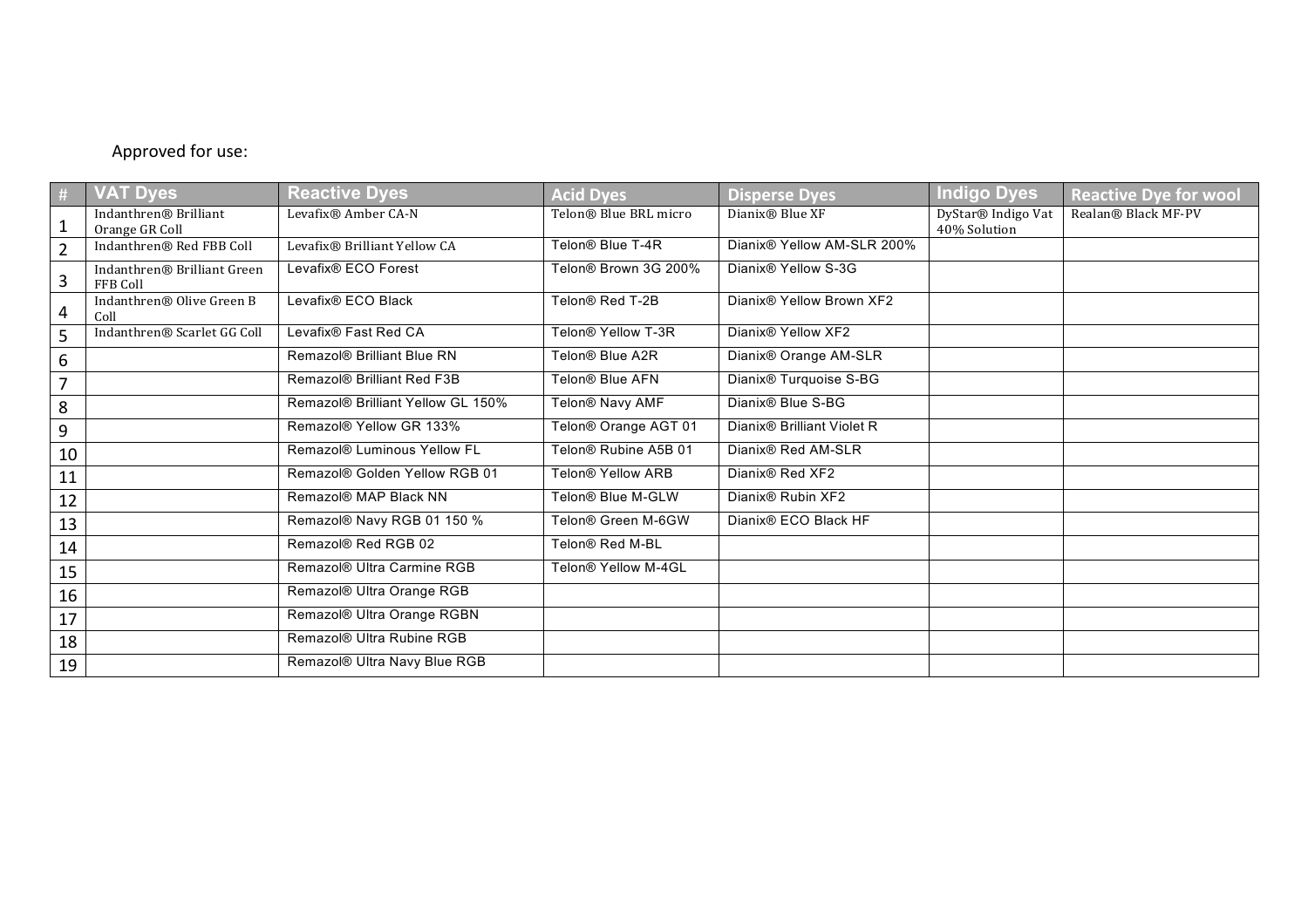Approved for use:

| # | VAT Dyes | Reactive Dyes | Acid Dyes | Disperse Dyes | Indigo Dyes | Reactive Dye for wool |
|---|---|---|---|---|---|---|
| 1 | Indanthren® Brilliant Orange GR Coll | Levafix® Amber CA-N | Telon® Blue BRL micro | Dianix® Blue XF | DyStar® Indigo Vat 40% Solution | Realan® Black MF-PV |
| 2 | Indanthren® Red FBB Coll | Levafix® Brilliant Yellow CA | Telon® Blue T-4R | Dianix® Yellow AM-SLR 200% | | |
| 3 | Indanthren® Brilliant Green FFB Coll | Levafix® ECO Forest | Telon® Brown 3G 200% | Dianix® Yellow S-3G | | |
| 4 | Indanthren® Olive Green B Coll | Levafix® ECO Black | Telon® Red T-2B | Dianix® Yellow Brown XF2 | | |
| 5 | Indanthren® Scarlet GG Coll | Levafix® Fast Red CA | Telon® Yellow T-3R | Dianix® Yellow XF2 | | |
| 6 | | Remazol® Brilliant Blue RN | Telon® Blue A2R | Dianix® Orange AM-SLR | | |
| 7 | | Remazol® Brilliant Red F3B | Telon® Blue AFN | Dianix® Turquoise S-BG | | |
| 8 | | Remazol® Brilliant Yellow GL 150% | Telon® Navy AMF | Dianix® Blue S-BG | | |
| 9 | | Remazol® Yellow GR 133% | Telon® Orange AGT 01 | Dianix® Brilliant Violet R | | |
| 10 | | Remazol® Luminous Yellow FL | Telon® Rubine A5B 01 | Dianix® Red AM-SLR | | |
| 11 | | Remazol® Golden Yellow RGB 01 | Telon® Yellow ARB | Dianix® Red XF2 | | |
| 12 | | Remazol® MAP Black NN | Telon® Blue M-GLW | Dianix® Rubin XF2 | | |
| 13 | | Remazol® Navy RGB 01 150 % | Telon® Green M-6GW | Dianix® ECO Black HF | | |
| 14 | | Remazol® Red RGB 02 | Telon® Red M-BL | | | |
| 15 | | Remazol® Ultra Carmine RGB | Telon® Yellow M-4GL | | | |
| 16 | | Remazol® Ultra Orange RGB | | | | |
| 17 | | Remazol® Ultra Orange RGBN | | | | |
| 18 | | Remazol® Ultra Rubine RGB | | | | |
| 19 | | Remazol® Ultra Navy Blue RGB | | | | |